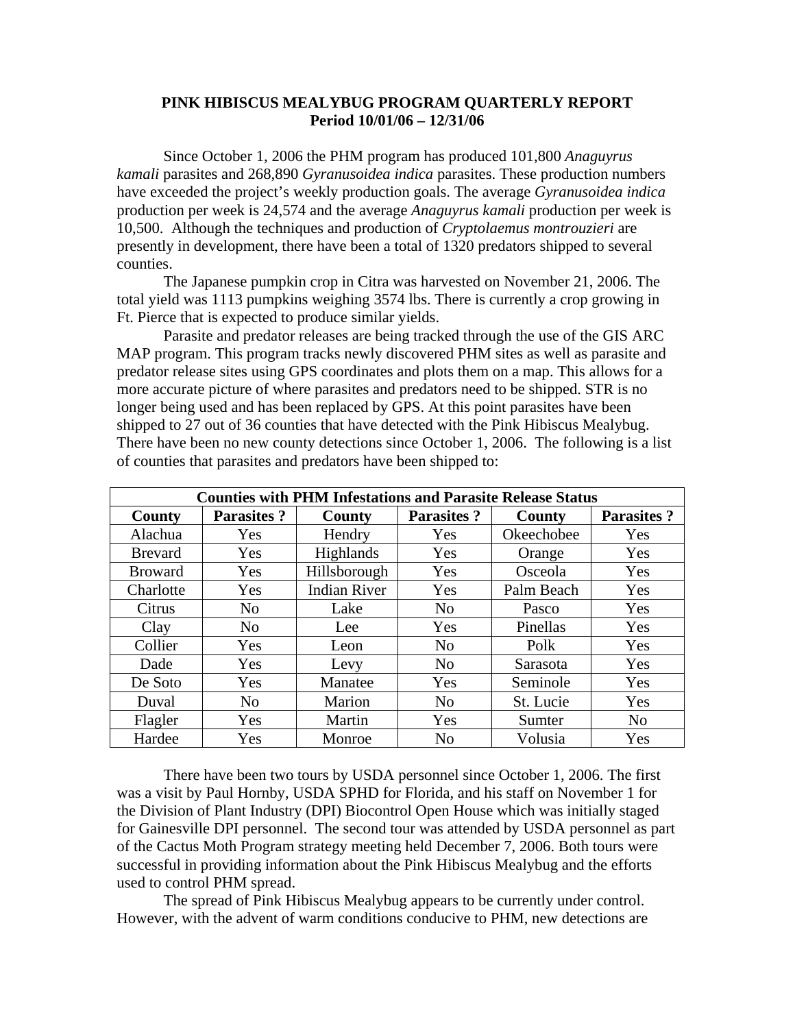**PINK HIBISCUS MEALYBUG PROGRAM QUARTERLY REPORT**
**Period 10/01/06 – 12/31/06**

Since October 1, 2006 the PHM program has produced 101,800 *Anaguyrus kamali* parasites and 268,890 *Gyranusoidea indica* parasites. These production numbers have exceeded the project's weekly production goals. The average *Gyranusoidea indica* production per week is 24,574 and the average *Anaguyrus kamali* production per week is 10,500. Although the techniques and production of *Cryptolaemus montrouzieri* are presently in development, there have been a total of 1320 predators shipped to several counties.

The Japanese pumpkin crop in Citra was harvested on November 21, 2006. The total yield was 1113 pumpkins weighing 3574 lbs. There is currently a crop growing in Ft. Pierce that is expected to produce similar yields.

Parasite and predator releases are being tracked through the use of the GIS ARC MAP program. This program tracks newly discovered PHM sites as well as parasite and predator release sites using GPS coordinates and plots them on a map. This allows for a more accurate picture of where parasites and predators need to be shipped. STR is no longer being used and has been replaced by GPS. At this point parasites have been shipped to 27 out of 36 counties that have detected with the Pink Hibiscus Mealybug. There have been no new county detections since October 1, 2006. The following is a list of counties that parasites and predators have been shipped to:

| **Counties with PHM Infestations and Parasite Release Status** | | | | | |
|---|---|---|---|---|---|
| **County** | **Parasites ?** | **County** | **Parasites ?** | **County** | **Parasites ?** |
| Alachua | Yes | Hendry | Yes | Okeechobee | Yes |
| Brevard | Yes | Highlands | Yes | Orange | Yes |
| Broward | Yes | Hillsborough | Yes | Osceola | Yes |
| Charlotte | Yes | Indian River | Yes | Palm Beach | Yes |
| Citrus | No | Lake | No | Pasco | Yes |
| Clay | No | Lee | Yes | Pinellas | Yes |
| Collier | Yes | Leon | No | Polk | Yes |
| Dade | Yes | Levy | No | Sarasota | Yes |
| De Soto | Yes | Manatee | Yes | Seminole | Yes |
| Duval | No | Marion | No | St. Lucie | Yes |
| Flagler | Yes | Martin | Yes | Sumter | No |
| Hardee | Yes | Monroe | No | Volusia | Yes |

There have been two tours by USDA personnel since October 1, 2006. The first was a visit by Paul Hornby, USDA SPHD for Florida, and his staff on November 1 for the Division of Plant Industry (DPI) Biocontrol Open House which was initially staged for Gainesville DPI personnel. The second tour was attended by USDA personnel as part of the Cactus Moth Program strategy meeting held December 7, 2006. Both tours were successful in providing information about the Pink Hibiscus Mealybug and the efforts used to control PHM spread.

The spread of Pink Hibiscus Mealybug appears to be currently under control. However, with the advent of warm conditions conducive to PHM, new detections are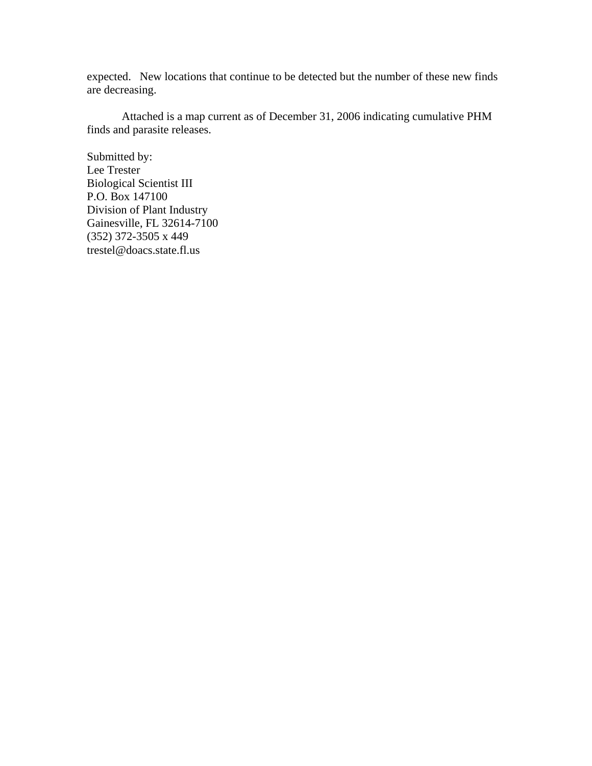expected. New locations that continue to be detected but the number of these new finds are decreasing.

Attached is a map current as of December 31, 2006 indicating cumulative PHM finds and parasite releases.

Submitted by:
Lee Trester
Biological Scientist III
P.O. Box 147100
Division of Plant Industry
Gainesville, FL 32614-7100
(352) 372-3505 x 449
trestel@doacs.state.fl.us